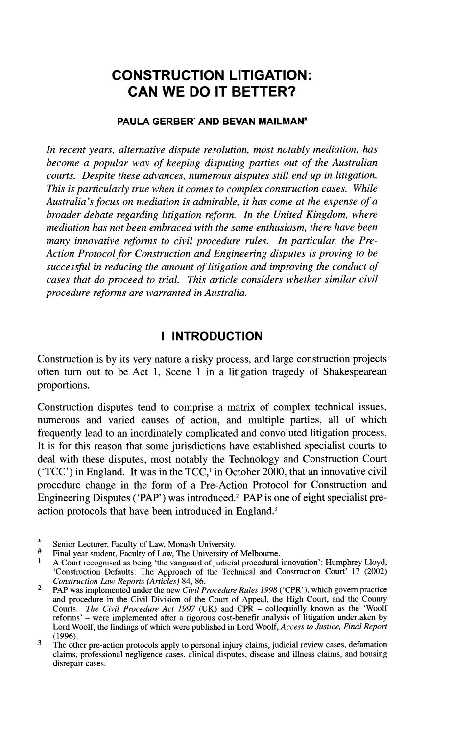# CONSTRUCTION LITIGATION: CAN WE DO IT BETTER?

**PAULA GERBER[*] AND BEVAN MAILMAN[#]**

*In recent years, alternative dispute resolution, most notably mediation, has become a popular way of keeping disputing parties out of the Australian courts. Despite these advances, numerous disputes still end up in litigation. This is particularly true when it comes to complex construction cases. While Australia's focus on mediation is admirable, it has come at the expense of a broader debate regarding litigation reform. In the United Kingdom, where mediation has not been embraced with the same enthusiasm, there have been many innovative reforms to civil procedure rules. In particular, the Pre-Action Protocol for Construction and Engineering disputes is proving to be successful in reducing the amount of litigation and improving the conduct of cases that do proceed to trial. This article considers whether similar civil procedure reforms are warranted in Australia.*

## I INTRODUCTION

Construction is by its very nature a risky process, and large construction projects often turn out to be Act 1, Scene 1 in a litigation tragedy of Shakespearean proportions.

Construction disputes tend to comprise a matrix of complex technical issues, numerous and varied causes of action, and multiple parties, all of which frequently lead to an inordinately complicated and convoluted litigation process. It is for this reason that some jurisdictions have established specialist courts to deal with these disputes, most notably the Technology and Construction Court ('TCC') in England. It was in the TCC,[1] in October 2000, that an innovative civil procedure change in the form of a Pre-Action Protocol for Construction and Engineering Disputes ('PAP') was introduced.[2] PAP is one of eight specialist pre-action protocols that have been introduced in England.[3]

---

\* Senior Lecturer, Faculty of Law, Monash University.

\# Final year student, Faculty of Law, The University of Melbourne.

1 A Court recognised as being 'the vanguard of judicial procedural innovation': Humphrey Lloyd, 'Construction Defaults: The Approach of the Technical and Construction Court' 17 (2002) *Construction Law Reports (Articles)* 84, 86.

2 PAP was implemented under the new *Civil Procedure Rules 1998* ('CPR'), which govern practice and procedure in the Civil Division of the Court of Appeal, the High Court, and the County Courts. *The Civil Procedure Act 1997* (UK) and CPR – colloquially known as the 'Woolf reforms' – were implemented after a rigorous cost-benefit analysis of litigation undertaken by Lord Woolf, the findings of which were published in Lord Woolf, *Access to Justice, Final Report* (1996).

3 The other pre-action protocols apply to personal injury claims, judicial review cases, defamation claims, professional negligence cases, clinical disputes, disease and illness claims, and housing disrepair cases.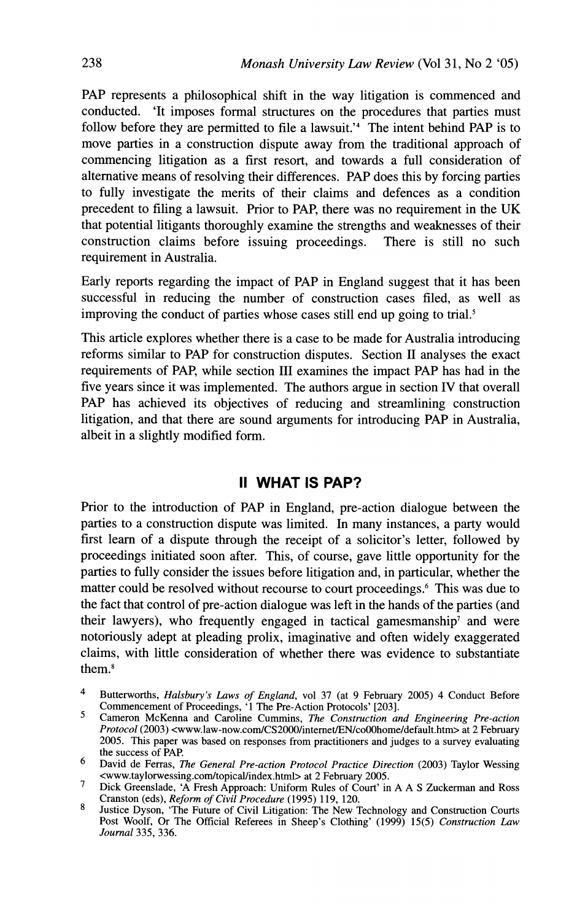PAP represents a philosophical shift in the way litigation is commenced and conducted. 'It imposes formal structures on the procedures that parties must follow before they are permitted to file a lawsuit.'[4] The intent behind PAP is to move parties in a construction dispute away from the traditional approach of commencing litigation as a first resort, and towards a full consideration of alternative means of resolving their differences. PAP does this by forcing parties to fully investigate the merits of their claims and defences as a condition precedent to filing a lawsuit. Prior to PAP, there was no requirement in the UK that potential litigants thoroughly examine the strengths and weaknesses of their construction claims before issuing proceedings. There is still no such requirement in Australia.

Early reports regarding the impact of PAP in England suggest that it has been successful in reducing the number of construction cases filed, as well as improving the conduct of parties whose cases still end up going to trial.[5]

This article explores whether there is a case to be made for Australia introducing reforms similar to PAP for construction disputes. Section II analyses the exact requirements of PAP, while section III examines the impact PAP has had in the five years since it was implemented. The authors argue in section IV that overall PAP has achieved its objectives of reducing and streamlining construction litigation, and that there are sound arguments for introducing PAP in Australia, albeit in a slightly modified form.

## II WHAT IS PAP?

Prior to the introduction of PAP in England, pre-action dialogue between the parties to a construction dispute was limited. In many instances, a party would first learn of a dispute through the receipt of a solicitor's letter, followed by proceedings initiated soon after. This, of course, gave little opportunity for the parties to fully consider the issues before litigation and, in particular, whether the matter could be resolved without recourse to court proceedings.[6] This was due to the fact that control of pre-action dialogue was left in the hands of the parties (and their lawyers), who frequently engaged in tactical gamesmanship[7] and were notoriously adept at pleading prolix, imaginative and often widely exaggerated claims, with little consideration of whether there was evidence to substantiate them.[8]

---

4 Butterworths, *Halsbury's Laws of England*, vol 37 (at 9 February 2005) 4 Conduct Before Commencement of Proceedings, '1 The Pre-Action Protocols' [203].

5 Cameron McKenna and Caroline Cummins, *The Construction and Engineering Pre-action Protocol* (2003) <www.law-now.com/CS2000/internet/EN/co00home/default.htm> at 2 February 2005. This paper was based on responses from practitioners and judges to a survey evaluating the success of PAP.

6 David de Ferras, *The General Pre-action Protocol Practice Direction* (2003) Taylor Wessing <www.taylorwessing.com/topical/index.html> at 2 February 2005.

7 Dick Greenslade, 'A Fresh Approach: Uniform Rules of Court' in A A S Zuckerman and Ross Cranston (eds), *Reform of Civil Procedure* (1995) 119, 120.

8 Justice Dyson, 'The Future of Civil Litigation: The New Technology and Construction Courts Post Woolf, Or The Official Referees in Sheep's Clothing' (1999) 15(5) *Construction Law Journal* 335, 336.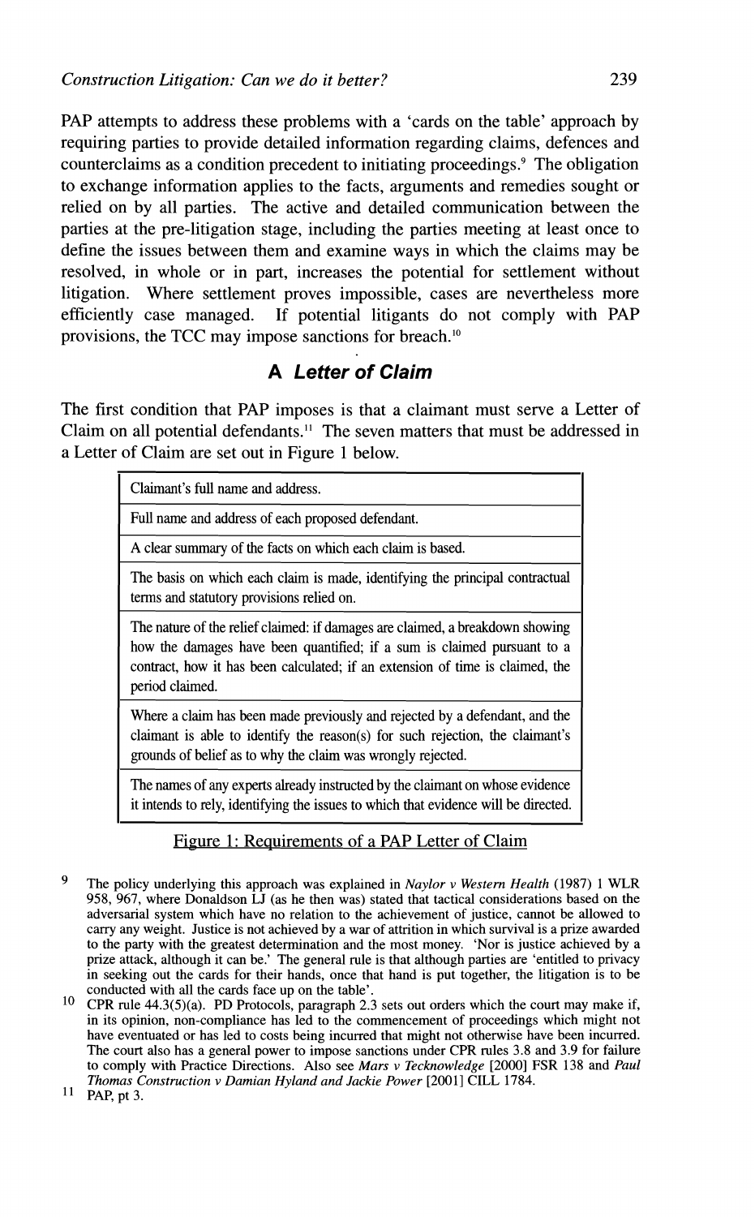PAP attempts to address these problems with a 'cards on the table' approach by requiring parties to provide detailed information regarding claims, defences and counterclaims as a condition precedent to initiating proceedings.[9] The obligation to exchange information applies to the facts, arguments and remedies sought or relied on by all parties. The active and detailed communication between the parties at the pre-litigation stage, including the parties meeting at least once to define the issues between them and examine ways in which the claims may be resolved, in whole or in part, increases the potential for settlement without litigation. Where settlement proves impossible, cases are nevertheless more efficiently case managed. If potential litigants do not comply with PAP provisions, the TCC may impose sanctions for breach.[10]

## A *Letter of Claim*

The first condition that PAP imposes is that a claimant must serve a Letter of Claim on all potential defendants.[11] The seven matters that must be addressed in a Letter of Claim are set out in Figure 1 below.

| |
|---|
| Claimant's full name and address. |
| Full name and address of each proposed defendant. |
| A clear summary of the facts on which each claim is based. |
| The basis on which each claim is made, identifying the principal contractual terms and statutory provisions relied on. |
| The nature of the relief claimed: if damages are claimed, a breakdown showing how the damages have been quantified; if a sum is claimed pursuant to a contract, how it has been calculated; if an extension of time is claimed, the period claimed. |
| Where a claim has been made previously and rejected by a defendant, and the claimant is able to identify the reason(s) for such rejection, the claimant's grounds of belief as to why the claim was wrongly rejected. |
| The names of any experts already instructed by the claimant on whose evidence it intends to rely, identifying the issues to which that evidence will be directed. |

Figure 1: Requirements of a PAP Letter of Claim

9 The policy underlying this approach was explained in *Naylor v Western Health* (1987) 1 WLR 958, 967, where Donaldson LJ (as he then was) stated that tactical considerations based on the adversarial system which have no relation to the achievement of justice, cannot be allowed to carry any weight. Justice is not achieved by a war of attrition in which survival is a prize awarded to the party with the greatest determination and the most money. 'Nor is justice achieved by a prize attack, although it can be.' The general rule is that although parties are 'entitled to privacy in seeking out the cards for their hands, once that hand is put together, the litigation is to be conducted with all the cards face up on the table'.

10 CPR rule 44.3(5)(a). PD Protocols, paragraph 2.3 sets out orders which the court may make if, in its opinion, non-compliance has led to the commencement of proceedings which might not have eventuated or has led to costs being incurred that might not otherwise have been incurred. The court also has a general power to impose sanctions under CPR rules 3.8 and 3.9 for failure to comply with Practice Directions. Also see *Mars v Tecknowledge* [2000] FSR 138 and *Paul Thomas Construction v Damian Hyland and Jackie Power* [2001] CILL 1784.

11 PAP, pt 3.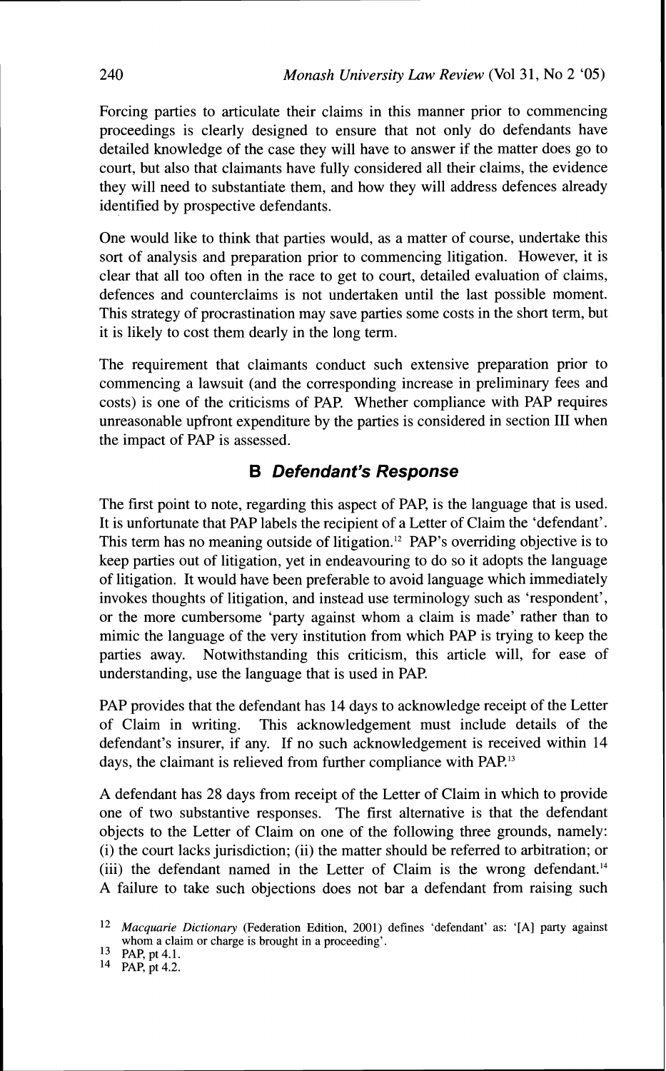Forcing parties to articulate their claims in this manner prior to commencing proceedings is clearly designed to ensure that not only do defendants have detailed knowledge of the case they will have to answer if the matter does go to court, but also that claimants have fully considered all their claims, the evidence they will need to substantiate them, and how they will address defences already identified by prospective defendants.

One would like to think that parties would, as a matter of course, undertake this sort of analysis and preparation prior to commencing litigation. However, it is clear that all too often in the race to get to court, detailed evaluation of claims, defences and counterclaims is not undertaken until the last possible moment. This strategy of procrastination may save parties some costs in the short term, but it is likely to cost them dearly in the long term.

The requirement that claimants conduct such extensive preparation prior to commencing a lawsuit (and the corresponding increase in preliminary fees and costs) is one of the criticisms of PAP. Whether compliance with PAP requires unreasonable upfront expenditure by the parties is considered in section III when the impact of PAP is assessed.

## B *Defendant's Response*

The first point to note, regarding this aspect of PAP, is the language that is used. It is unfortunate that PAP labels the recipient of a Letter of Claim the 'defendant'. This term has no meaning outside of litigation.[12] PAP's overriding objective is to keep parties out of litigation, yet in endeavouring to do so it adopts the language of litigation. It would have been preferable to avoid language which immediately invokes thoughts of litigation, and instead use terminology such as 'respondent', or the more cumbersome 'party against whom a claim is made' rather than to mimic the language of the very institution from which PAP is trying to keep the parties away. Notwithstanding this criticism, this article will, for ease of understanding, use the language that is used in PAP.

PAP provides that the defendant has 14 days to acknowledge receipt of the Letter of Claim in writing. This acknowledgement must include details of the defendant's insurer, if any. If no such acknowledgement is received within 14 days, the claimant is relieved from further compliance with PAP.[13]

A defendant has 28 days from receipt of the Letter of Claim in which to provide one of two substantive responses. The first alternative is that the defendant objects to the Letter of Claim on one of the following three grounds, namely: (i) the court lacks jurisdiction; (ii) the matter should be referred to arbitration; or (iii) the defendant named in the Letter of Claim is the wrong defendant.[14] A failure to take such objections does not bar a defendant from raising such

[12] *Macquarie Dictionary* (Federation Edition, 2001) defines 'defendant' as: '[A] party against whom a claim or charge is brought in a proceeding'.

[13] PAP, pt 4.1.

[14] PAP, pt 4.2.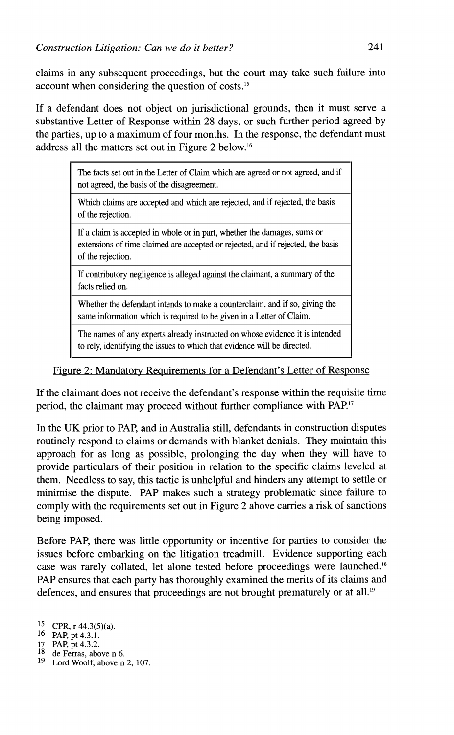claims in any subsequent proceedings, but the court may take such failure into account when considering the question of costs.[15]

If a defendant does not object on jurisdictional grounds, then it must serve a substantive Letter of Response within 28 days, or such further period agreed by the parties, up to a maximum of four months. In the response, the defendant must address all the matters set out in Figure 2 below.[16]

| |
|---|
| The facts set out in the Letter of Claim which are agreed or not agreed, and if not agreed, the basis of the disagreement. |
| Which claims are accepted and which are rejected, and if rejected, the basis of the rejection. |
| If a claim is accepted in whole or in part, whether the damages, sums or extensions of time claimed are accepted or rejected, and if rejected, the basis of the rejection. |
| If contributory negligence is alleged against the claimant, a summary of the facts relied on. |
| Whether the defendant intends to make a counterclaim, and if so, giving the same information which is required to be given in a Letter of Claim. |
| The names of any experts already instructed on whose evidence it is intended to rely, identifying the issues to which that evidence will be directed. |

Figure 2: Mandatory Requirements for a Defendant's Letter of Response

If the claimant does not receive the defendant's response within the requisite time period, the claimant may proceed without further compliance with PAP.[17]

In the UK prior to PAP, and in Australia still, defendants in construction disputes routinely respond to claims or demands with blanket denials. They maintain this approach for as long as possible, prolonging the day when they will have to provide particulars of their position in relation to the specific claims leveled at them. Needless to say, this tactic is unhelpful and hinders any attempt to settle or minimise the dispute. PAP makes such a strategy problematic since failure to comply with the requirements set out in Figure 2 above carries a risk of sanctions being imposed.

Before PAP, there was little opportunity or incentive for parties to consider the issues before embarking on the litigation treadmill. Evidence supporting each case was rarely collated, let alone tested before proceedings were launched.[18] PAP ensures that each party has thoroughly examined the merits of its claims and defences, and ensures that proceedings are not brought prematurely or at all.[19]

15 CPR, r 44.3(5)(a).
16 PAP, pt 4.3.1.
17 PAP, pt 4.3.2.
18 de Ferras, above n 6.
19 Lord Woolf, above n 2, 107.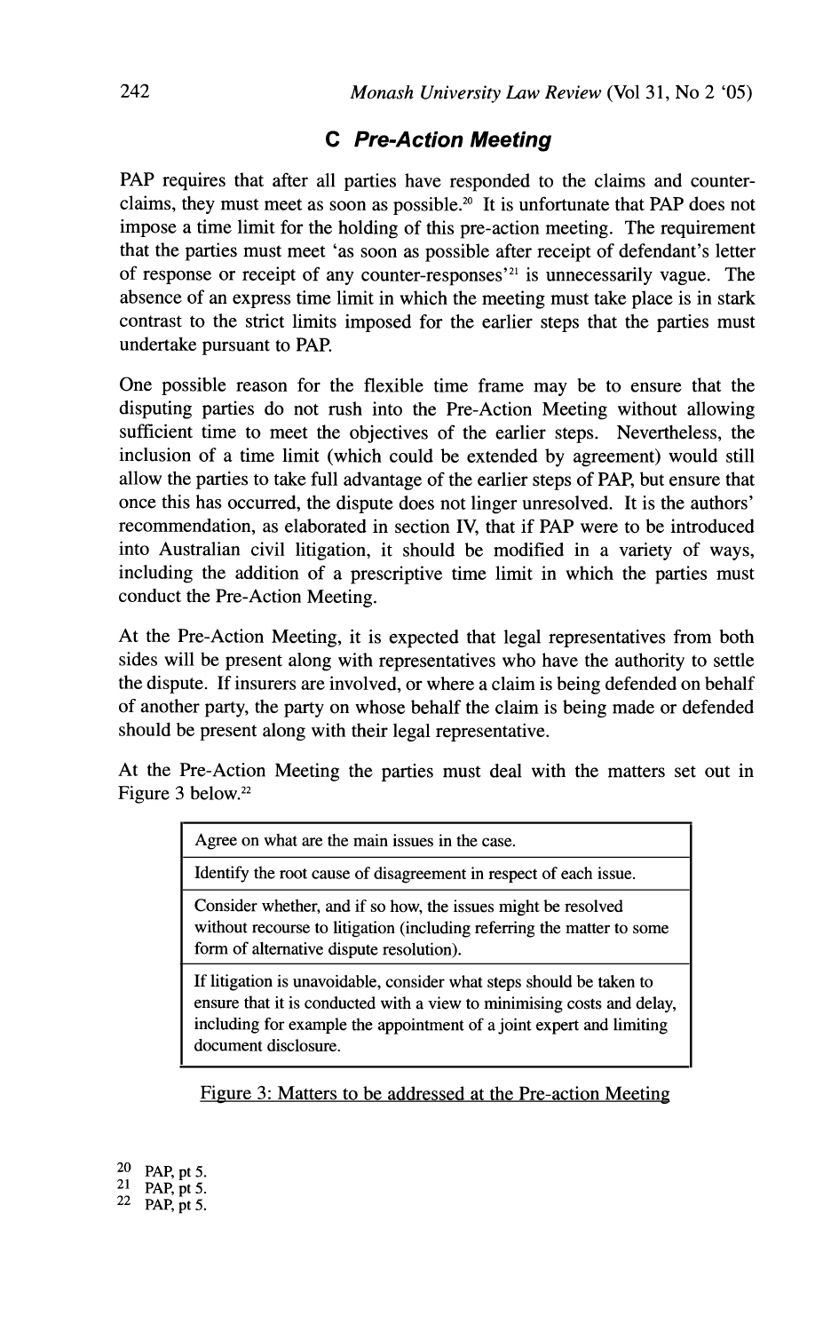### C *Pre-Action Meeting*

PAP requires that after all parties have responded to the claims and counter-claims, they must meet as soon as possible.[20] It is unfortunate that PAP does not impose a time limit for the holding of this pre-action meeting. The requirement that the parties must meet 'as soon as possible after receipt of defendant's letter of response or receipt of any counter-responses'[21] is unnecessarily vague. The absence of an express time limit in which the meeting must take place is in stark contrast to the strict limits imposed for the earlier steps that the parties must undertake pursuant to PAP.

One possible reason for the flexible time frame may be to ensure that the disputing parties do not rush into the Pre-Action Meeting without allowing sufficient time to meet the objectives of the earlier steps. Nevertheless, the inclusion of a time limit (which could be extended by agreement) would still allow the parties to take full advantage of the earlier steps of PAP, but ensure that once this has occurred, the dispute does not linger unresolved. It is the authors' recommendation, as elaborated in section IV, that if PAP were to be introduced into Australian civil litigation, it should be modified in a variety of ways, including the addition of a prescriptive time limit in which the parties must conduct the Pre-Action Meeting.

At the Pre-Action Meeting, it is expected that legal representatives from both sides will be present along with representatives who have the authority to settle the dispute. If insurers are involved, or where a claim is being defended on behalf of another party, the party on whose behalf the claim is being made or defended should be present along with their legal representative.

At the Pre-Action Meeting the parties must deal with the matters set out in Figure 3 below.[22]

| Agree on what are the main issues in the case. |
|---|
| Identify the root cause of disagreement in respect of each issue. |
| Consider whether, and if so how, the issues might be resolved without recourse to litigation (including referring the matter to some form of alternative dispute resolution). |
| If litigation is unavoidable, consider what steps should be taken to ensure that it is conducted with a view to minimising costs and delay, including for example the appointment of a joint expert and limiting document disclosure. |

Figure 3: Matters to be addressed at the Pre-action Meeting

---

20 PAP, pt 5.
21 PAP, pt 5.
22 PAP, pt 5.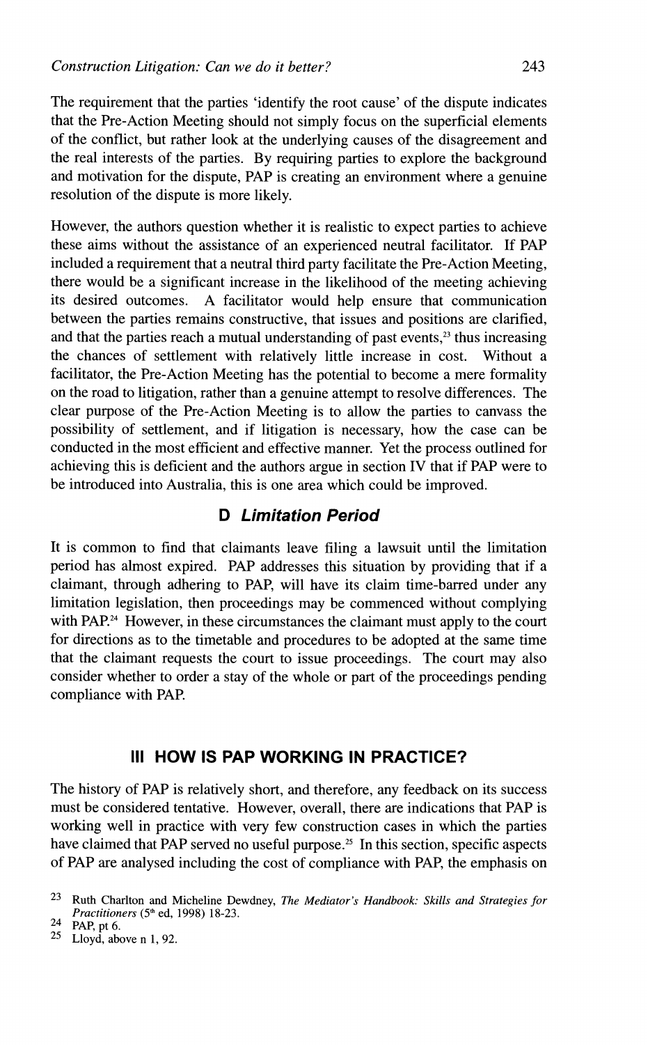The requirement that the parties 'identify the root cause' of the dispute indicates that the Pre-Action Meeting should not simply focus on the superficial elements of the conflict, but rather look at the underlying causes of the disagreement and the real interests of the parties. By requiring parties to explore the background and motivation for the dispute, PAP is creating an environment where a genuine resolution of the dispute is more likely.

However, the authors question whether it is realistic to expect parties to achieve these aims without the assistance of an experienced neutral facilitator. If PAP included a requirement that a neutral third party facilitate the Pre-Action Meeting, there would be a significant increase in the likelihood of the meeting achieving its desired outcomes. A facilitator would help ensure that communication between the parties remains constructive, that issues and positions are clarified, and that the parties reach a mutual understanding of past events,[23] thus increasing the chances of settlement with relatively little increase in cost. Without a facilitator, the Pre-Action Meeting has the potential to become a mere formality on the road to litigation, rather than a genuine attempt to resolve differences. The clear purpose of the Pre-Action Meeting is to allow the parties to canvass the possibility of settlement, and if litigation is necessary, how the case can be conducted in the most efficient and effective manner. Yet the process outlined for achieving this is deficient and the authors argue in section IV that if PAP were to be introduced into Australia, this is one area which could be improved.

### D *Limitation Period*

It is common to find that claimants leave filing a lawsuit until the limitation period has almost expired. PAP addresses this situation by providing that if a claimant, through adhering to PAP, will have its claim time-barred under any limitation legislation, then proceedings may be commenced without complying with PAP.[24] However, in these circumstances the claimant must apply to the court for directions as to the timetable and procedures to be adopted at the same time that the claimant requests the court to issue proceedings. The court may also consider whether to order a stay of the whole or part of the proceedings pending compliance with PAP.

## III HOW IS PAP WORKING IN PRACTICE?

The history of PAP is relatively short, and therefore, any feedback on its success must be considered tentative. However, overall, there are indications that PAP is working well in practice with very few construction cases in which the parties have claimed that PAP served no useful purpose.[25] In this section, specific aspects of PAP are analysed including the cost of compliance with PAP, the emphasis on

---

23 Ruth Charlton and Micheline Dewdney, *The Mediator's Handbook: Skills and Strategies for Practitioners* (5th ed, 1998) 18-23.

24 PAP, pt 6.

25 Lloyd, above n 1, 92.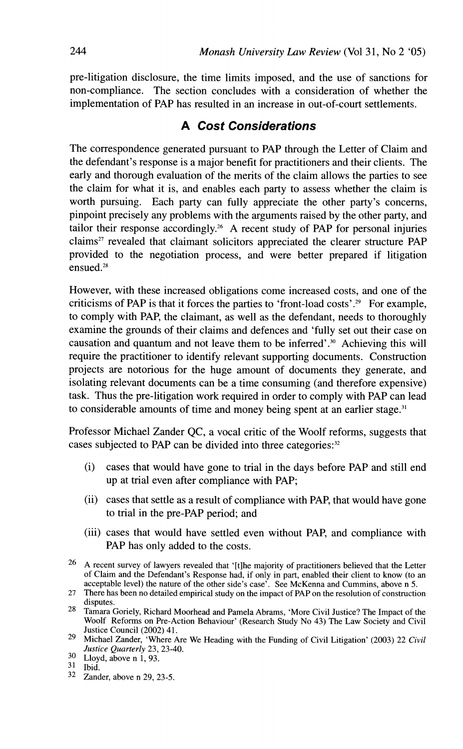pre-litigation disclosure, the time limits imposed, and the use of sanctions for non-compliance. The section concludes with a consideration of whether the implementation of PAP has resulted in an increase in out-of-court settlements.

## A Cost Considerations

The correspondence generated pursuant to PAP through the Letter of Claim and the defendant's response is a major benefit for practitioners and their clients. The early and thorough evaluation of the merits of the claim allows the parties to see the claim for what it is, and enables each party to assess whether the claim is worth pursuing. Each party can fully appreciate the other party's concerns, pinpoint precisely any problems with the arguments raised by the other party, and tailor their response accordingly.[26] A recent study of PAP for personal injuries claims[27] revealed that claimant solicitors appreciated the clearer structure PAP provided to the negotiation process, and were better prepared if litigation ensued.[28]

However, with these increased obligations come increased costs, and one of the criticisms of PAP is that it forces the parties to 'front-load costs'.[29] For example, to comply with PAP, the claimant, as well as the defendant, needs to thoroughly examine the grounds of their claims and defences and 'fully set out their case on causation and quantum and not leave them to be inferred'.[30] Achieving this will require the practitioner to identify relevant supporting documents. Construction projects are notorious for the huge amount of documents they generate, and isolating relevant documents can be a time consuming (and therefore expensive) task. Thus the pre-litigation work required in order to comply with PAP can lead to considerable amounts of time and money being spent at an earlier stage.[31]

Professor Michael Zander QC, a vocal critic of the Woolf reforms, suggests that cases subjected to PAP can be divided into three categories:[32]

(i) cases that would have gone to trial in the days before PAP and still end up at trial even after compliance with PAP;

(ii) cases that settle as a result of compliance with PAP, that would have gone to trial in the pre-PAP period; and

(iii) cases that would have settled even without PAP, and compliance with PAP has only added to the costs.

26 A recent survey of lawyers revealed that '[t]he majority of practitioners believed that the Letter of Claim and the Defendant's Response had, if only in part, enabled their client to know (to an acceptable level) the nature of the other side's case'. See McKenna and Cummins, above n 5.

27 There has been no detailed empirical study on the impact of PAP on the resolution of construction disputes.

28 Tamara Goriely, Richard Moorhead and Pamela Abrams, 'More Civil Justice? The Impact of the Woolf Reforms on Pre-Action Behaviour' (Research Study No 43) The Law Society and Civil Justice Council (2002) 41.

29 Michael Zander, 'Where Are We Heading with the Funding of Civil Litigation' (2003) 22 *Civil Justice Quarterly* 23, 23-40.

30 Lloyd, above n 1, 93.

31 Ibid.

32 Zander, above n 29, 23-5.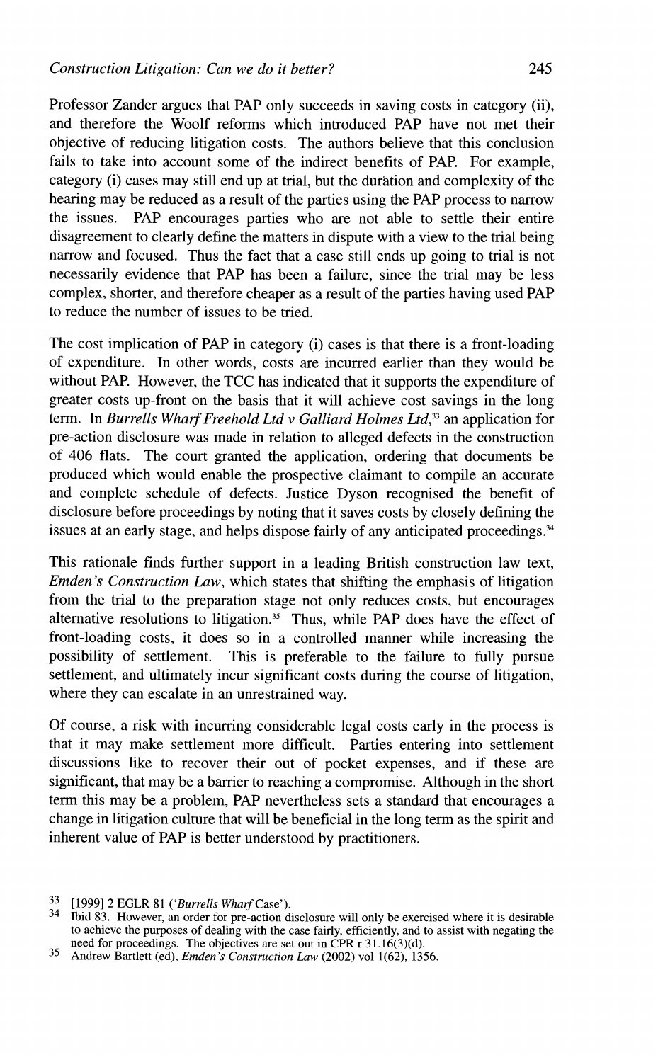Professor Zander argues that PAP only succeeds in saving costs in category (ii), and therefore the Woolf reforms which introduced PAP have not met their objective of reducing litigation costs. The authors believe that this conclusion fails to take into account some of the indirect benefits of PAP. For example, category (i) cases may still end up at trial, but the duration and complexity of the hearing may be reduced as a result of the parties using the PAP process to narrow the issues. PAP encourages parties who are not able to settle their entire disagreement to clearly define the matters in dispute with a view to the trial being narrow and focused. Thus the fact that a case still ends up going to trial is not necessarily evidence that PAP has been a failure, since the trial may be less complex, shorter, and therefore cheaper as a result of the parties having used PAP to reduce the number of issues to be tried.

The cost implication of PAP in category (i) cases is that there is a front-loading of expenditure. In other words, costs are incurred earlier than they would be without PAP. However, the TCC has indicated that it supports the expenditure of greater costs up-front on the basis that it will achieve cost savings in the long term. In *Burrells Wharf Freehold Ltd v Galliard Holmes Ltd*,[33] an application for pre-action disclosure was made in relation to alleged defects in the construction of 406 flats. The court granted the application, ordering that documents be produced which would enable the prospective claimant to compile an accurate and complete schedule of defects. Justice Dyson recognised the benefit of disclosure before proceedings by noting that it saves costs by closely defining the issues at an early stage, and helps dispose fairly of any anticipated proceedings.[34]

This rationale finds further support in a leading British construction law text, *Emden's Construction Law*, which states that shifting the emphasis of litigation from the trial to the preparation stage not only reduces costs, but encourages alternative resolutions to litigation.[35] Thus, while PAP does have the effect of front-loading costs, it does so in a controlled manner while increasing the possibility of settlement. This is preferable to the failure to fully pursue settlement, and ultimately incur significant costs during the course of litigation, where they can escalate in an unrestrained way.

Of course, a risk with incurring considerable legal costs early in the process is that it may make settlement more difficult. Parties entering into settlement discussions like to recover their out of pocket expenses, and if these are significant, that may be a barrier to reaching a compromise. Although in the short term this may be a problem, PAP nevertheless sets a standard that encourages a change in litigation culture that will be beneficial in the long term as the spirit and inherent value of PAP is better understood by practitioners.

---

33 [1999] 2 EGLR 81 ('*Burrells Wharf* Case').

34 Ibid 83. However, an order for pre-action disclosure will only be exercised where it is desirable to achieve the purposes of dealing with the case fairly, efficiently, and to assist with negating the need for proceedings. The objectives are set out in CPR r 31.16(3)(d).

35 Andrew Bartlett (ed), *Emden's Construction Law* (2002) vol 1(62), 1356.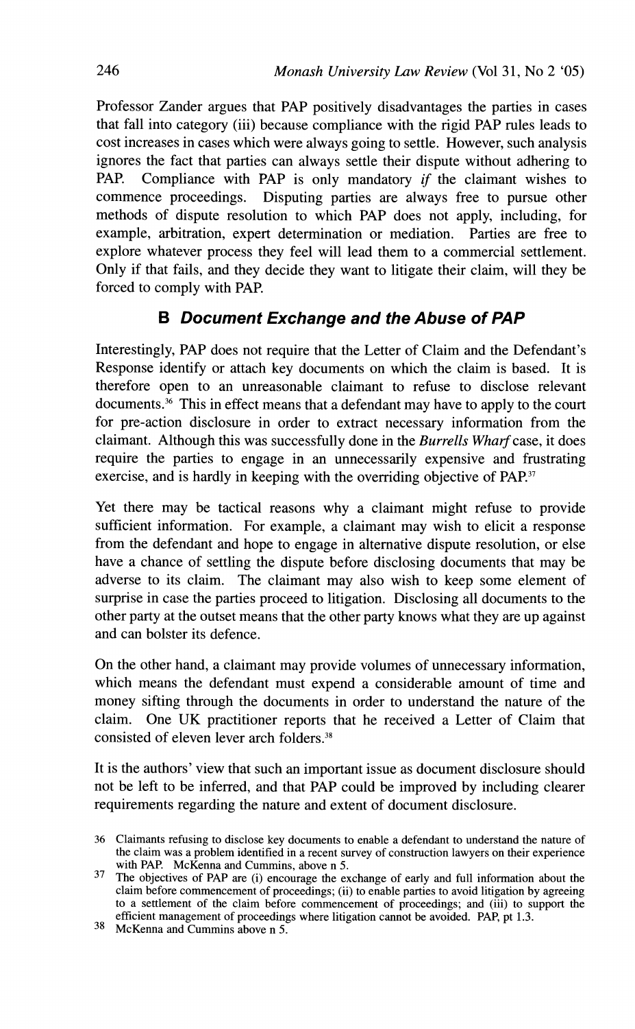Professor Zander argues that PAP positively disadvantages the parties in cases that fall into category (iii) because compliance with the rigid PAP rules leads to cost increases in cases which were always going to settle. However, such analysis ignores the fact that parties can always settle their dispute without adhering to PAP. Compliance with PAP is only mandatory *if* the claimant wishes to commence proceedings. Disputing parties are always free to pursue other methods of dispute resolution to which PAP does not apply, including, for example, arbitration, expert determination or mediation. Parties are free to explore whatever process they feel will lead them to a commercial settlement. Only if that fails, and they decide they want to litigate their claim, will they be forced to comply with PAP.

## B *Document Exchange and the Abuse of PAP*

Interestingly, PAP does not require that the Letter of Claim and the Defendant's Response identify or attach key documents on which the claim is based. It is therefore open to an unreasonable claimant to refuse to disclose relevant documents.[36] This in effect means that a defendant may have to apply to the court for pre-action disclosure in order to extract necessary information from the claimant. Although this was successfully done in the *Burrells Wharf* case, it does require the parties to engage in an unnecessarily expensive and frustrating exercise, and is hardly in keeping with the overriding objective of PAP.[37]

Yet there may be tactical reasons why a claimant might refuse to provide sufficient information. For example, a claimant may wish to elicit a response from the defendant and hope to engage in alternative dispute resolution, or else have a chance of settling the dispute before disclosing documents that may be adverse to its claim. The claimant may also wish to keep some element of surprise in case the parties proceed to litigation. Disclosing all documents to the other party at the outset means that the other party knows what they are up against and can bolster its defence.

On the other hand, a claimant may provide volumes of unnecessary information, which means the defendant must expend a considerable amount of time and money sifting through the documents in order to understand the nature of the claim. One UK practitioner reports that he received a Letter of Claim that consisted of eleven lever arch folders.[38]

It is the authors' view that such an important issue as document disclosure should not be left to be inferred, and that PAP could be improved by including clearer requirements regarding the nature and extent of document disclosure.

---

36 Claimants refusing to disclose key documents to enable a defendant to understand the nature of the claim was a problem identified in a recent survey of construction lawyers on their experience with PAP. McKenna and Cummins, above n 5.

37 The objectives of PAP are (i) encourage the exchange of early and full information about the claim before commencement of proceedings; (ii) to enable parties to avoid litigation by agreeing to a settlement of the claim before commencement of proceedings; and (iii) to support the efficient management of proceedings where litigation cannot be avoided. PAP, pt 1.3.

38 McKenna and Cummins above n 5.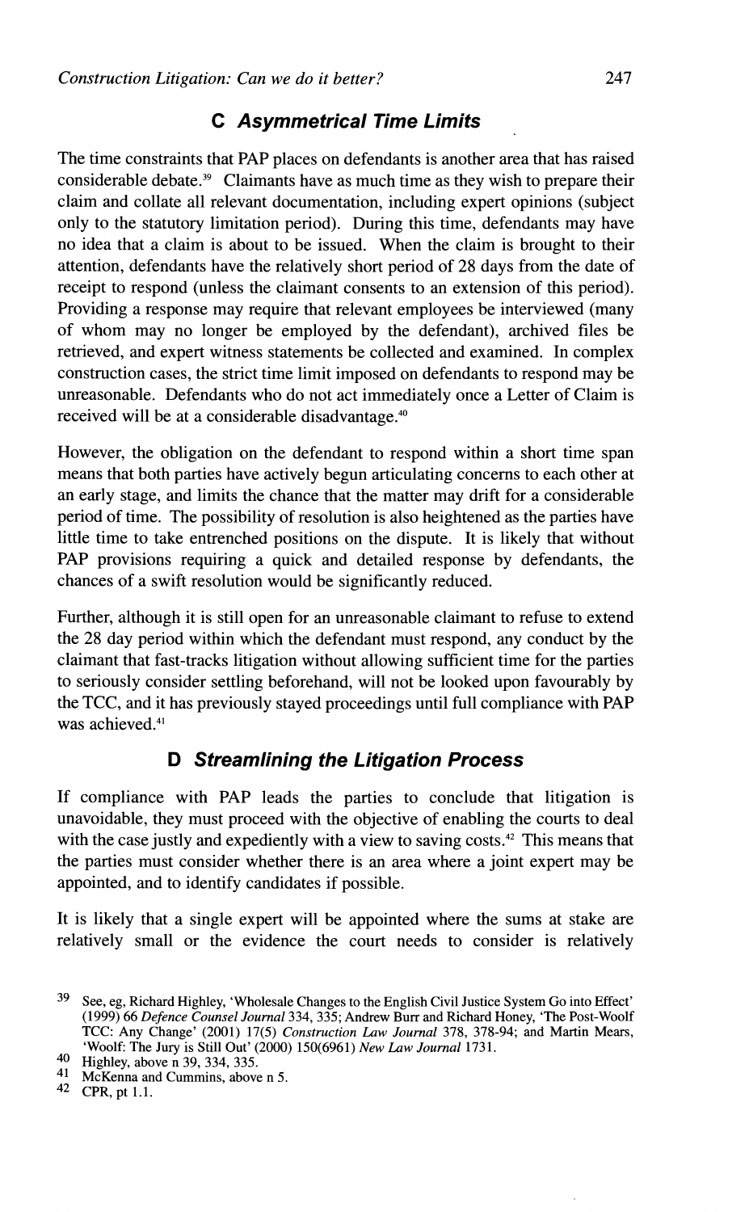## C *Asymmetrical Time Limits*

The time constraints that PAP places on defendants is another area that has raised considerable debate.[39] Claimants have as much time as they wish to prepare their claim and collate all relevant documentation, including expert opinions (subject only to the statutory limitation period). During this time, defendants may have no idea that a claim is about to be issued. When the claim is brought to their attention, defendants have the relatively short period of 28 days from the date of receipt to respond (unless the claimant consents to an extension of this period). Providing a response may require that relevant employees be interviewed (many of whom may no longer be employed by the defendant), archived files be retrieved, and expert witness statements be collected and examined. In complex construction cases, the strict time limit imposed on defendants to respond may be unreasonable. Defendants who do not act immediately once a Letter of Claim is received will be at a considerable disadvantage.[40]

However, the obligation on the defendant to respond within a short time span means that both parties have actively begun articulating concerns to each other at an early stage, and limits the chance that the matter may drift for a considerable period of time. The possibility of resolution is also heightened as the parties have little time to take entrenched positions on the dispute. It is likely that without PAP provisions requiring a quick and detailed response by defendants, the chances of a swift resolution would be significantly reduced.

Further, although it is still open for an unreasonable claimant to refuse to extend the 28 day period within which the defendant must respond, any conduct by the claimant that fast-tracks litigation without allowing sufficient time for the parties to seriously consider settling beforehand, will not be looked upon favourably by the TCC, and it has previously stayed proceedings until full compliance with PAP was achieved.[41]

## D *Streamlining the Litigation Process*

If compliance with PAP leads the parties to conclude that litigation is unavoidable, they must proceed with the objective of enabling the courts to deal with the case justly and expediently with a view to saving costs.[42] This means that the parties must consider whether there is an area where a joint expert may be appointed, and to identify candidates if possible.

It is likely that a single expert will be appointed where the sums at stake are relatively small or the evidence the court needs to consider is relatively

---

39 See, eg, Richard Highley, 'Wholesale Changes to the English Civil Justice System Go into Effect' (1999) 66 *Defence Counsel Journal* 334, 335; Andrew Burr and Richard Honey, 'The Post-Woolf TCC: Any Change' (2001) 17(5) *Construction Law Journal* 378, 378-94; and Martin Mears, 'Woolf: The Jury is Still Out' (2000) 150(6961) *New Law Journal* 1731.

40 Highley, above n 39, 334, 335.

41 McKenna and Cummins, above n 5.

42 CPR, pt 1.1.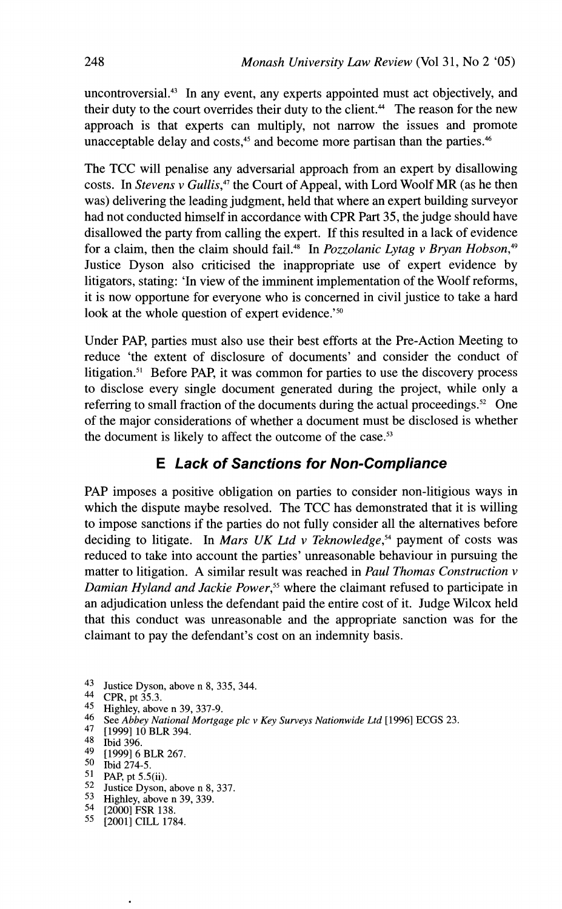uncontroversial.[43] In any event, any experts appointed must act objectively, and their duty to the court overrides their duty to the client.[44] The reason for the new approach is that experts can multiply, not narrow the issues and promote unacceptable delay and costs,[45] and become more partisan than the parties.[46]

The TCC will penalise any adversarial approach from an expert by disallowing costs. In *Stevens v Gullis*,[47] the Court of Appeal, with Lord Woolf MR (as he then was) delivering the leading judgment, held that where an expert building surveyor had not conducted himself in accordance with CPR Part 35, the judge should have disallowed the party from calling the expert. If this resulted in a lack of evidence for a claim, then the claim should fail.[48] In *Pozzolanic Lytag v Bryan Hobson*,[49] Justice Dyson also criticised the inappropriate use of expert evidence by litigators, stating: 'In view of the imminent implementation of the Woolf reforms, it is now opportune for everyone who is concerned in civil justice to take a hard look at the whole question of expert evidence.'[50]

Under PAP, parties must also use their best efforts at the Pre-Action Meeting to reduce 'the extent of disclosure of documents' and consider the conduct of litigation.[51] Before PAP, it was common for parties to use the discovery process to disclose every single document generated during the project, while only a referring to small fraction of the documents during the actual proceedings.[52] One of the major considerations of whether a document must be disclosed is whether the document is likely to affect the outcome of the case.[53]

### E *Lack of Sanctions for Non-Compliance*

PAP imposes a positive obligation on parties to consider non-litigious ways in which the dispute maybe resolved. The TCC has demonstrated that it is willing to impose sanctions if the parties do not fully consider all the alternatives before deciding to litigate. In *Mars UK Ltd v Teknowledge*,[54] payment of costs was reduced to take into account the parties' unreasonable behaviour in pursuing the matter to litigation. A similar result was reached in *Paul Thomas Construction v Damian Hyland and Jackie Power*,[55] where the claimant refused to participate in an adjudication unless the defendant paid the entire cost of it. Judge Wilcox held that this conduct was unreasonable and the appropriate sanction was for the claimant to pay the defendant's cost on an indemnity basis.

---

43 Justice Dyson, above n 8, 335, 344.
44 CPR, pt 35.3.
45 Highley, above n 39, 337-9.
46 See *Abbey National Mortgage plc v Key Surveys Nationwide Ltd* [1996] ECGS 23.
47 [1999] 10 BLR 394.
48 Ibid 396.
49 [1999] 6 BLR 267.
50 Ibid 274-5.
51 PAP, pt 5.5(ii).
52 Justice Dyson, above n 8, 337.
53 Highley, above n 39, 339.
54 [2000] FSR 138.
55 [2001] CILL 1784.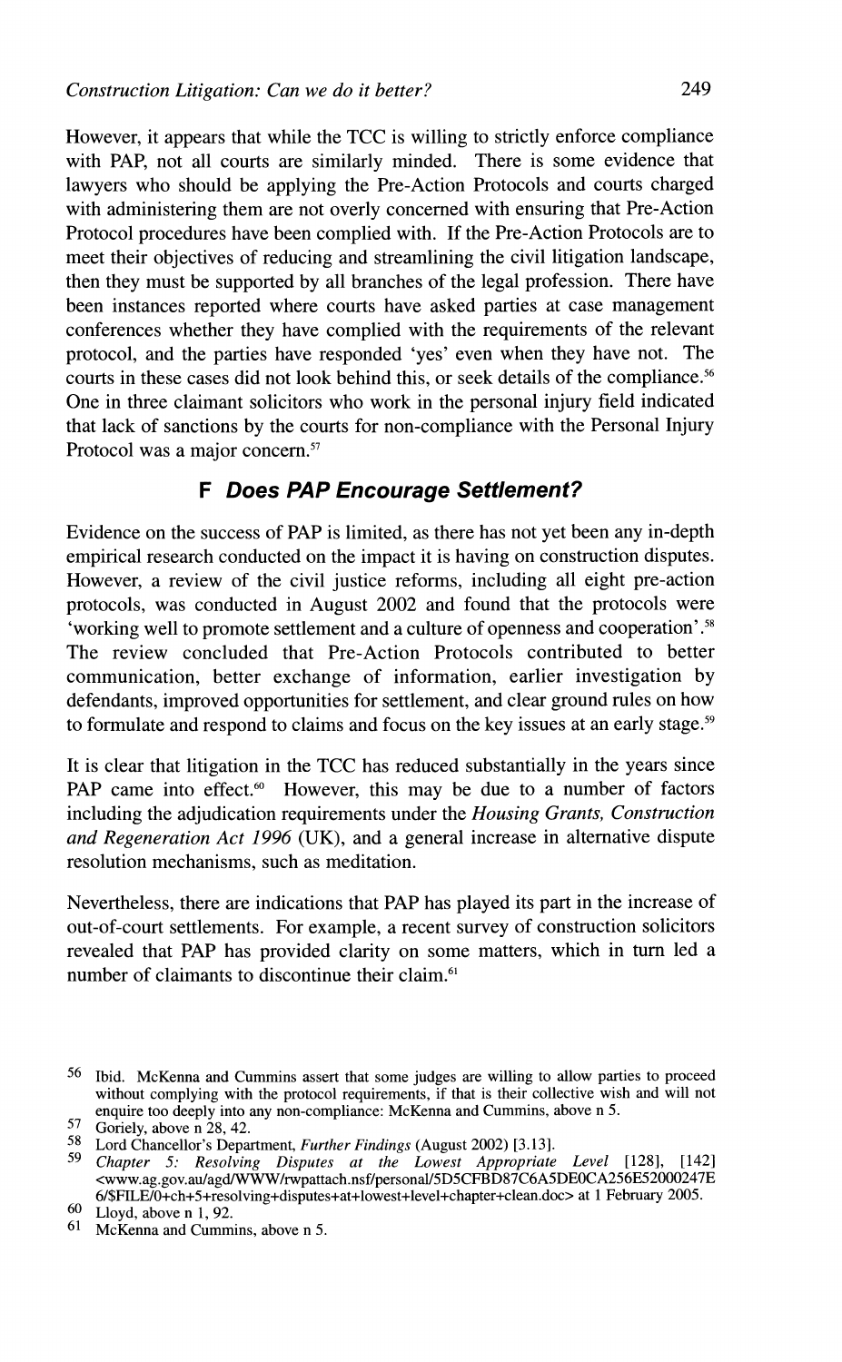However, it appears that while the TCC is willing to strictly enforce compliance with PAP, not all courts are similarly minded. There is some evidence that lawyers who should be applying the Pre-Action Protocols and courts charged with administering them are not overly concerned with ensuring that Pre-Action Protocol procedures have been complied with. If the Pre-Action Protocols are to meet their objectives of reducing and streamlining the civil litigation landscape, then they must be supported by all branches of the legal profession. There have been instances reported where courts have asked parties at case management conferences whether they have complied with the requirements of the relevant protocol, and the parties have responded 'yes' even when they have not. The courts in these cases did not look behind this, or seek details of the compliance.[56] One in three claimant solicitors who work in the personal injury field indicated that lack of sanctions by the courts for non-compliance with the Personal Injury Protocol was a major concern.[57]

### F *Does PAP Encourage Settlement?*

Evidence on the success of PAP is limited, as there has not yet been any in-depth empirical research conducted on the impact it is having on construction disputes. However, a review of the civil justice reforms, including all eight pre-action protocols, was conducted in August 2002 and found that the protocols were 'working well to promote settlement and a culture of openness and cooperation'.[58] The review concluded that Pre-Action Protocols contributed to better communication, better exchange of information, earlier investigation by defendants, improved opportunities for settlement, and clear ground rules on how to formulate and respond to claims and focus on the key issues at an early stage.[59]

It is clear that litigation in the TCC has reduced substantially in the years since PAP came into effect.[60] However, this may be due to a number of factors including the adjudication requirements under the *Housing Grants, Construction and Regeneration Act 1996* (UK), and a general increase in alternative dispute resolution mechanisms, such as meditation.

Nevertheless, there are indications that PAP has played its part in the increase of out-of-court settlements. For example, a recent survey of construction solicitors revealed that PAP has provided clarity on some matters, which in turn led a number of claimants to discontinue their claim.[61]

---

56 Ibid. McKenna and Cummins assert that some judges are willing to allow parties to proceed without complying with the protocol requirements, if that is their collective wish and will not enquire too deeply into any non-compliance: McKenna and Cummins, above n 5.

57 Goriely, above n 28, 42.

58 Lord Chancellor's Department, *Further Findings* (August 2002) [3.13].

59 *Chapter 5: Resolving Disputes at the Lowest Appropriate Level* [128], [142] <www.ag.gov.au/agd/WWW/rwpattach.nsf/personal/5D5CFBD87C6A5DE0CA256E52000247E6/$FILE/0+ch+5+resolving+disputes+at+lowest+level+chapter+clean.doc> at 1 February 2005.

60 Lloyd, above n 1, 92.

61 McKenna and Cummins, above n 5.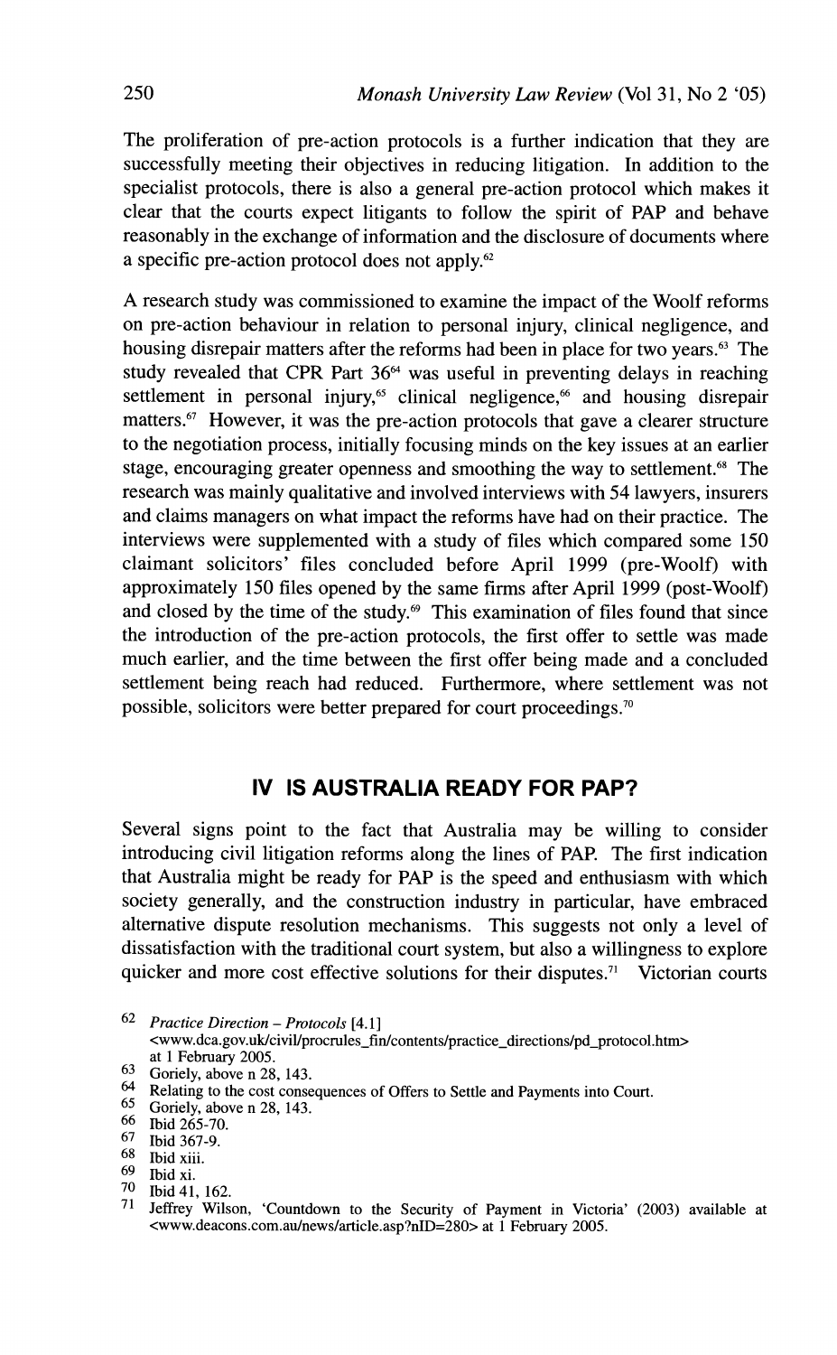The proliferation of pre-action protocols is a further indication that they are successfully meeting their objectives in reducing litigation. In addition to the specialist protocols, there is also a general pre-action protocol which makes it clear that the courts expect litigants to follow the spirit of PAP and behave reasonably in the exchange of information and the disclosure of documents where a specific pre-action protocol does not apply.[62]

A research study was commissioned to examine the impact of the Woolf reforms on pre-action behaviour in relation to personal injury, clinical negligence, and housing disrepair matters after the reforms had been in place for two years.[63] The study revealed that CPR Part 36[64] was useful in preventing delays in reaching settlement in personal injury,[65] clinical negligence,[66] and housing disrepair matters.[67] However, it was the pre-action protocols that gave a clearer structure to the negotiation process, initially focusing minds on the key issues at an earlier stage, encouraging greater openness and smoothing the way to settlement.[68] The research was mainly qualitative and involved interviews with 54 lawyers, insurers and claims managers on what impact the reforms have had on their practice. The interviews were supplemented with a study of files which compared some 150 claimant solicitors' files concluded before April 1999 (pre-Woolf) with approximately 150 files opened by the same firms after April 1999 (post-Woolf) and closed by the time of the study.[69] This examination of files found that since the introduction of the pre-action protocols, the first offer to settle was made much earlier, and the time between the first offer being made and a concluded settlement being reach had reduced. Furthermore, where settlement was not possible, solicitors were better prepared for court proceedings.[70]

## IV IS AUSTRALIA READY FOR PAP?

Several signs point to the fact that Australia may be willing to consider introducing civil litigation reforms along the lines of PAP. The first indication that Australia might be ready for PAP is the speed and enthusiasm with which society generally, and the construction industry in particular, have embraced alternative dispute resolution mechanisms. This suggests not only a level of dissatisfaction with the traditional court system, but also a willingness to explore quicker and more cost effective solutions for their disputes.[71] Victorian courts

---

62 *Practice Direction – Protocols* [4.1] <www.dca.gov.uk/civil/procrules_fin/contents/practice_directions/pd_protocol.htm> at 1 February 2005.

63 Goriely, above n 28, 143.

64 Relating to the cost consequences of Offers to Settle and Payments into Court.

65 Goriely, above n 28, 143.

66 Ibid 265-70.

67 Ibid 367-9.

68 Ibid xiii.

69 Ibid xi.

70 Ibid 41, 162.

71 Jeffrey Wilson, 'Countdown to the Security of Payment in Victoria' (2003) available at <www.deacons.com.au/news/article.asp?nID=280> at 1 February 2005.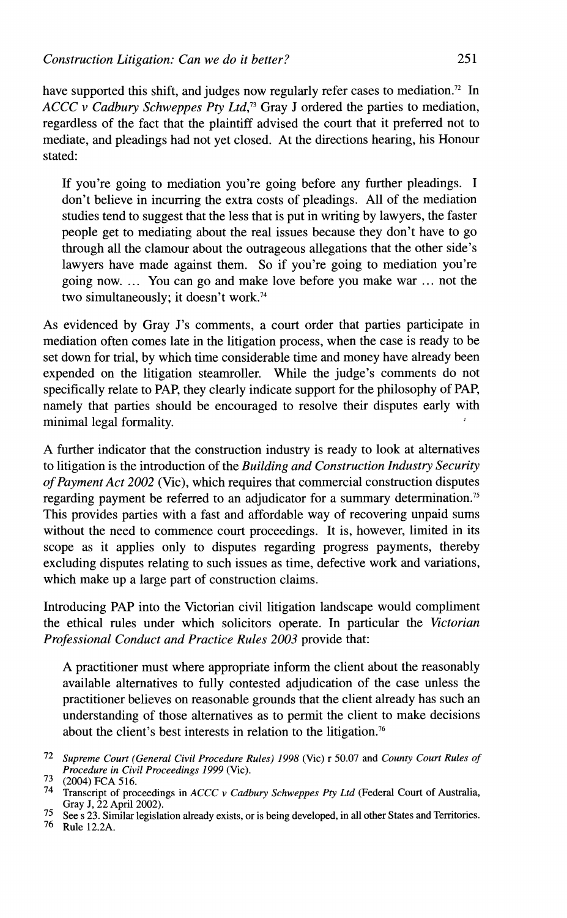have supported this shift, and judges now regularly refer cases to mediation.[72] In *ACCC v Cadbury Schweppes Pty Ltd*,[73] Gray J ordered the parties to mediation, regardless of the fact that the plaintiff advised the court that it preferred not to mediate, and pleadings had not yet closed. At the directions hearing, his Honour stated:

> If you're going to mediation you're going before any further pleadings. I don't believe in incurring the extra costs of pleadings. All of the mediation studies tend to suggest that the less that is put in writing by lawyers, the faster people get to mediating about the real issues because they don't have to go through all the clamour about the outrageous allegations that the other side's lawyers have made against them. So if you're going to mediation you're going now. ... You can go and make love before you make war ... not the two simultaneously; it doesn't work.[74]

As evidenced by Gray J's comments, a court order that parties participate in mediation often comes late in the litigation process, when the case is ready to be set down for trial, by which time considerable time and money have already been expended on the litigation steamroller. While the judge's comments do not specifically relate to PAP, they clearly indicate support for the philosophy of PAP, namely that parties should be encouraged to resolve their disputes early with minimal legal formality.

A further indicator that the construction industry is ready to look at alternatives to litigation is the introduction of the *Building and Construction Industry Security of Payment Act 2002* (Vic), which requires that commercial construction disputes regarding payment be referred to an adjudicator for a summary determination.[75] This provides parties with a fast and affordable way of recovering unpaid sums without the need to commence court proceedings. It is, however, limited in its scope as it applies only to disputes regarding progress payments, thereby excluding disputes relating to such issues as time, defective work and variations, which make up a large part of construction claims.

Introducing PAP into the Victorian civil litigation landscape would compliment the ethical rules under which solicitors operate. In particular the *Victorian Professional Conduct and Practice Rules 2003* provide that:

> A practitioner must where appropriate inform the client about the reasonably available alternatives to fully contested adjudication of the case unless the practitioner believes on reasonable grounds that the client already has such an understanding of those alternatives as to permit the client to make decisions about the client's best interests in relation to the litigation.[76]

---

72 *Supreme Court (General Civil Procedure Rules) 1998* (Vic) r 50.07 and *County Court Rules of Procedure in Civil Proceedings 1999* (Vic).

73 (2004) FCA 516.

74 Transcript of proceedings in *ACCC v Cadbury Schweppes Pty Ltd* (Federal Court of Australia, Gray J, 22 April 2002).

75 See s 23. Similar legislation already exists, or is being developed, in all other States and Territories.

76 Rule 12.2A.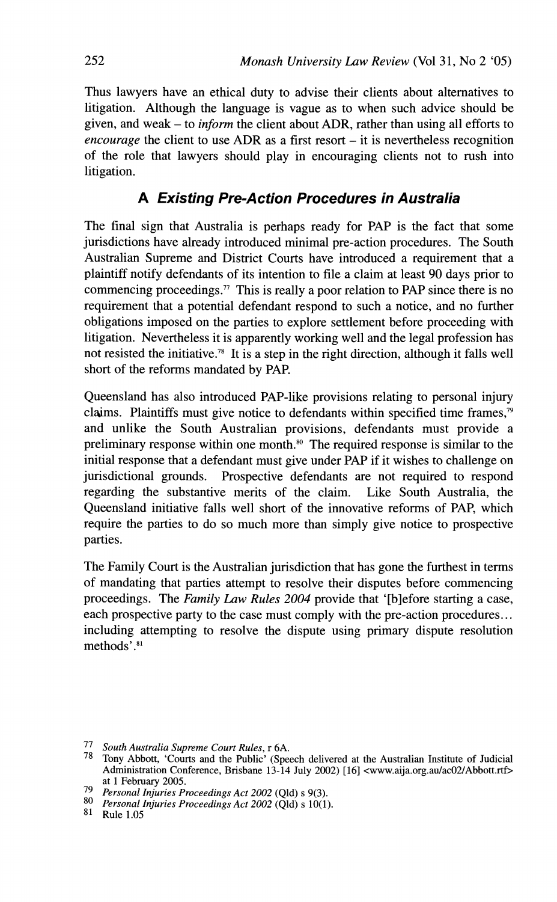Thus lawyers have an ethical duty to advise their clients about alternatives to litigation. Although the language is vague as to when such advice should be given, and weak – to *inform* the client about ADR, rather than using all efforts to *encourage* the client to use ADR as a first resort – it is nevertheless recognition of the role that lawyers should play in encouraging clients not to rush into litigation.

## A *Existing Pre-Action Procedures in Australia*

The final sign that Australia is perhaps ready for PAP is the fact that some jurisdictions have already introduced minimal pre-action procedures. The South Australian Supreme and District Courts have introduced a requirement that a plaintiff notify defendants of its intention to file a claim at least 90 days prior to commencing proceedings.[77] This is really a poor relation to PAP since there is no requirement that a potential defendant respond to such a notice, and no further obligations imposed on the parties to explore settlement before proceeding with litigation. Nevertheless it is apparently working well and the legal profession has not resisted the initiative.[78] It is a step in the right direction, although it falls well short of the reforms mandated by PAP.

Queensland has also introduced PAP-like provisions relating to personal injury claims. Plaintiffs must give notice to defendants within specified time frames,[79] and unlike the South Australian provisions, defendants must provide a preliminary response within one month.[80] The required response is similar to the initial response that a defendant must give under PAP if it wishes to challenge on jurisdictional grounds. Prospective defendants are not required to respond regarding the substantive merits of the claim. Like South Australia, the Queensland initiative falls well short of the innovative reforms of PAP, which require the parties to do so much more than simply give notice to prospective parties.

The Family Court is the Australian jurisdiction that has gone the furthest in terms of mandating that parties attempt to resolve their disputes before commencing proceedings. The *Family Law Rules 2004* provide that '[b]efore starting a case, each prospective party to the case must comply with the pre-action procedures... including attempting to resolve the dispute using primary dispute resolution methods'.[81]

---

[77] *South Australia Supreme Court Rules*, r 6A.

[78] Tony Abbott, 'Courts and the Public' (Speech delivered at the Australian Institute of Judicial Administration Conference, Brisbane 13-14 July 2002) [16] <www.aija.org.au/ac02/Abbott.rtf> at 1 February 2005.

[79] *Personal Injuries Proceedings Act 2002* (Qld) s 9(3).

[80] *Personal Injuries Proceedings Act 2002* (Qld) s 10(1).

[81] Rule 1.05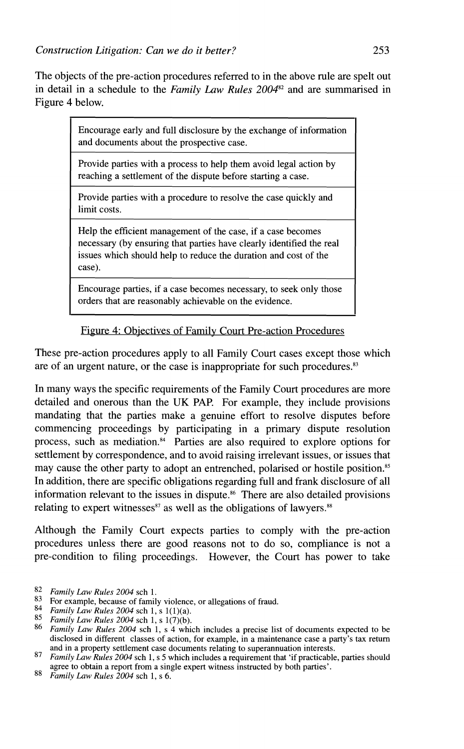The objects of the pre-action procedures referred to in the above rule are spelt out in detail in a schedule to the *Family Law Rules 2004*[82] and are summarised in Figure 4 below.

| |
|---|
| Encourage early and full disclosure by the exchange of information and documents about the prospective case. |
| Provide parties with a process to help them avoid legal action by reaching a settlement of the dispute before starting a case. |
| Provide parties with a procedure to resolve the case quickly and limit costs. |
| Help the efficient management of the case, if a case becomes necessary (by ensuring that parties have clearly identified the real issues which should help to reduce the duration and cost of the case). |
| Encourage parties, if a case becomes necessary, to seek only those orders that are reasonably achievable on the evidence. |

Figure 4: Objectives of Family Court Pre-action Procedures

These pre-action procedures apply to all Family Court cases except those which are of an urgent nature, or the case is inappropriate for such procedures.[83]

In many ways the specific requirements of the Family Court procedures are more detailed and onerous than the UK PAP. For example, they include provisions mandating that the parties make a genuine effort to resolve disputes before commencing proceedings by participating in a primary dispute resolution process, such as mediation.[84] Parties are also required to explore options for settlement by correspondence, and to avoid raising irrelevant issues, or issues that may cause the other party to adopt an entrenched, polarised or hostile position.[85] In addition, there are specific obligations regarding full and frank disclosure of all information relevant to the issues in dispute.[86] There are also detailed provisions relating to expert witnesses[87] as well as the obligations of lawyers.[88]

Although the Family Court expects parties to comply with the pre-action procedures unless there are good reasons not to do so, compliance is not a pre-condition to filing proceedings. However, the Court has power to take

---

82 *Family Law Rules 2004* sch 1.

83 For example, because of family violence, or allegations of fraud.

84 *Family Law Rules 2004* sch 1, s 1(1)(a).

85 *Family Law Rules 2004* sch 1, s 1(7)(b).

86 *Family Law Rules 2004* sch 1, s 4 which includes a precise list of documents expected to be disclosed in different classes of action, for example, in a maintenance case a party's tax return and in a property settlement case documents relating to superannuation interests.

87 *Family Law Rules 2004* sch 1, s 5 which includes a requirement that 'if practicable, parties should agree to obtain a report from a single expert witness instructed by both parties'.

88 *Family Law Rules 2004* sch 1, s 6.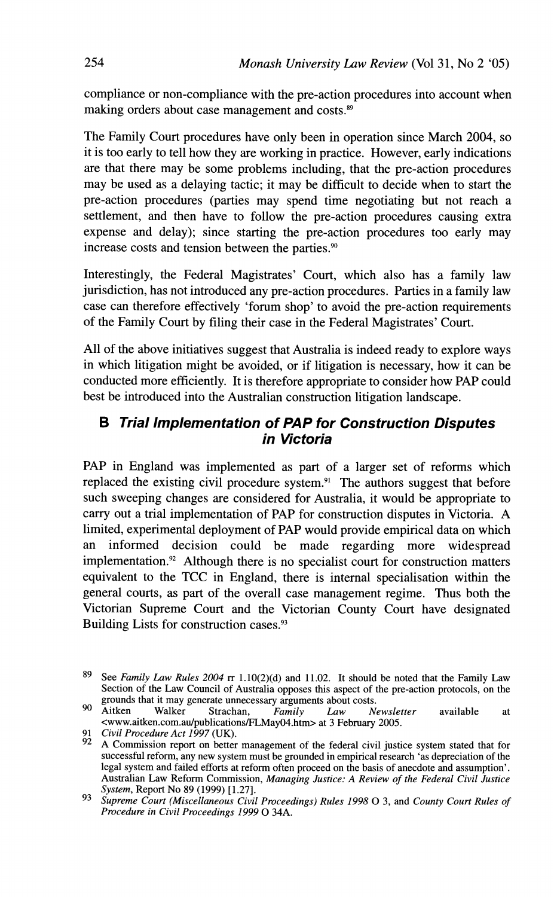compliance or non-compliance with the pre-action procedures into account when making orders about case management and costs.[89]

The Family Court procedures have only been in operation since March 2004, so it is too early to tell how they are working in practice. However, early indications are that there may be some problems including, that the pre-action procedures may be used as a delaying tactic; it may be difficult to decide when to start the pre-action procedures (parties may spend time negotiating but not reach a settlement, and then have to follow the pre-action procedures causing extra expense and delay); since starting the pre-action procedures too early may increase costs and tension between the parties.[90]

Interestingly, the Federal Magistrates' Court, which also has a family law jurisdiction, has not introduced any pre-action procedures. Parties in a family law case can therefore effectively 'forum shop' to avoid the pre-action requirements of the Family Court by filing their case in the Federal Magistrates' Court.

All of the above initiatives suggest that Australia is indeed ready to explore ways in which litigation might be avoided, or if litigation is necessary, how it can be conducted more efficiently. It is therefore appropriate to consider how PAP could best be introduced into the Australian construction litigation landscape.

## B *Trial Implementation of PAP for Construction Disputes in Victoria*

PAP in England was implemented as part of a larger set of reforms which replaced the existing civil procedure system.[91] The authors suggest that before such sweeping changes are considered for Australia, it would be appropriate to carry out a trial implementation of PAP for construction disputes in Victoria. A limited, experimental deployment of PAP would provide empirical data on which an informed decision could be made regarding more widespread implementation.[92] Although there is no specialist court for construction matters equivalent to the TCC in England, there is internal specialisation within the general courts, as part of the overall case management regime. Thus both the Victorian Supreme Court and the Victorian County Court have designated Building Lists for construction cases.[93]

---

[89] See *Family Law Rules 2004* rr 1.10(2)(d) and 11.02. It should be noted that the Family Law Section of the Law Council of Australia opposes this aspect of the pre-action protocols, on the grounds that it may generate unnecessary arguments about costs.

[90] Aitken Walker Strachan, *Family Law Newsletter* available at <www.aitken.com.au/publications/FLMay04.htm> at 3 February 2005.

[91] *Civil Procedure Act 1997* (UK).

[92] A Commission report on better management of the federal civil justice system stated that for successful reform, any new system must be grounded in empirical research 'as depreciation of the legal system and failed efforts at reform often proceed on the basis of anecdote and assumption'. Australian Law Reform Commission, *Managing Justice: A Review of the Federal Civil Justice System*, Report No 89 (1999) [1.27].

[93] *Supreme Court (Miscellaneous Civil Proceedings) Rules 1998* O 3, and *County Court Rules of Procedure in Civil Proceedings 1999* O 34A.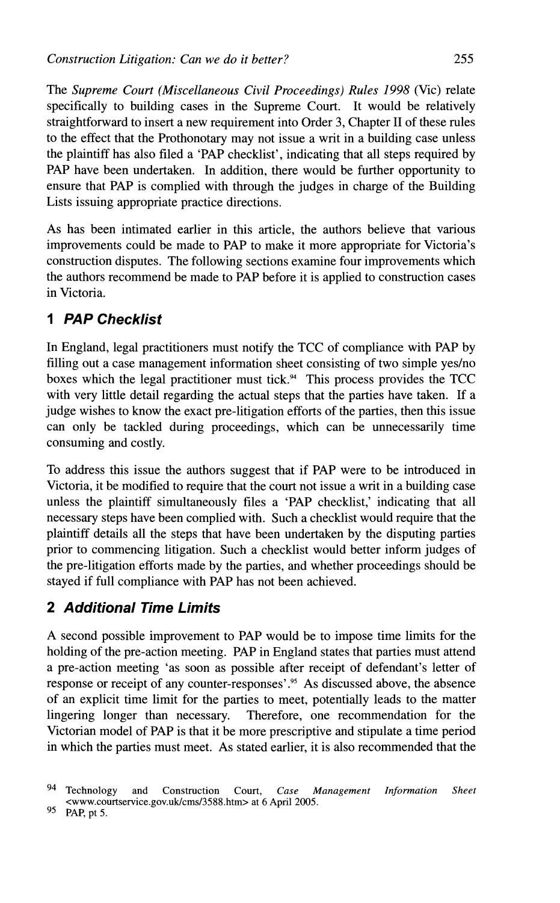The *Supreme Court (Miscellaneous Civil Proceedings) Rules 1998* (Vic) relate specifically to building cases in the Supreme Court. It would be relatively straightforward to insert a new requirement into Order 3, Chapter II of these rules to the effect that the Prothonotary may not issue a writ in a building case unless the plaintiff has also filed a 'PAP checklist', indicating that all steps required by PAP have been undertaken. In addition, there would be further opportunity to ensure that PAP is complied with through the judges in charge of the Building Lists issuing appropriate practice directions.

As has been intimated earlier in this article, the authors believe that various improvements could be made to PAP to make it more appropriate for Victoria's construction disputes. The following sections examine four improvements which the authors recommend be made to PAP before it is applied to construction cases in Victoria.

## 1 *PAP Checklist*

In England, legal practitioners must notify the TCC of compliance with PAP by filling out a case management information sheet consisting of two simple yes/no boxes which the legal practitioner must tick.[94] This process provides the TCC with very little detail regarding the actual steps that the parties have taken. If a judge wishes to know the exact pre-litigation efforts of the parties, then this issue can only be tackled during proceedings, which can be unnecessarily time consuming and costly.

To address this issue the authors suggest that if PAP were to be introduced in Victoria, it be modified to require that the court not issue a writ in a building case unless the plaintiff simultaneously files a 'PAP checklist,' indicating that all necessary steps have been complied with. Such a checklist would require that the plaintiff details all the steps that have been undertaken by the disputing parties prior to commencing litigation. Such a checklist would better inform judges of the pre-litigation efforts made by the parties, and whether proceedings should be stayed if full compliance with PAP has not been achieved.

## 2 *Additional Time Limits*

A second possible improvement to PAP would be to impose time limits for the holding of the pre-action meeting. PAP in England states that parties must attend a pre-action meeting 'as soon as possible after receipt of defendant's letter of response or receipt of any counter-responses'.[95] As discussed above, the absence of an explicit time limit for the parties to meet, potentially leads to the matter lingering longer than necessary. Therefore, one recommendation for the Victorian model of PAP is that it be more prescriptive and stipulate a time period in which the parties must meet. As stated earlier, it is also recommended that the

---

94 Technology and Construction Court, *Case Management Information Sheet* <www.courtservice.gov.uk/cms/3588.htm> at 6 April 2005.

95 PAP, pt 5.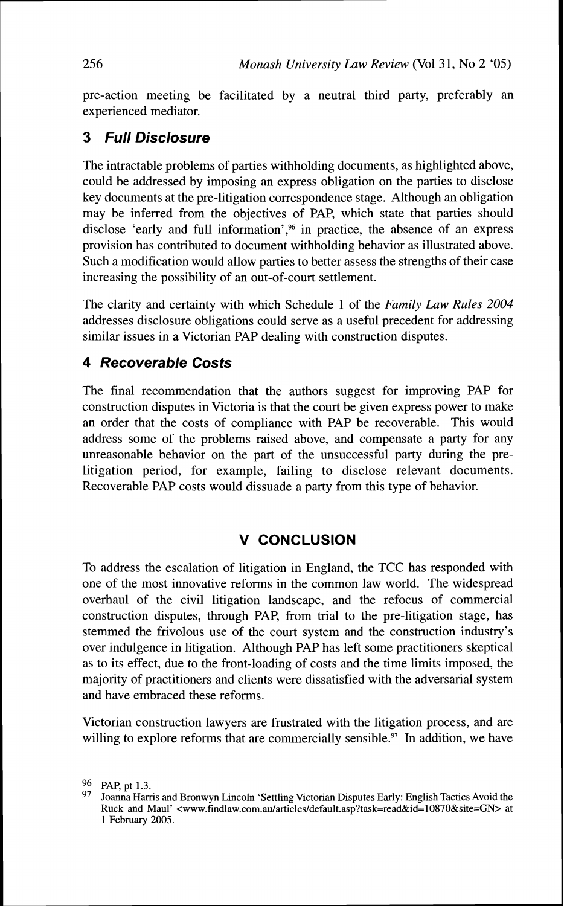pre-action meeting be facilitated by a neutral third party, preferably an experienced mediator.

### 3 *Full Disclosure*

The intractable problems of parties withholding documents, as highlighted above, could be addressed by imposing an express obligation on the parties to disclose key documents at the pre-litigation correspondence stage. Although an obligation may be inferred from the objectives of PAP, which state that parties should disclose 'early and full information',[96] in practice, the absence of an express provision has contributed to document withholding behavior as illustrated above. Such a modification would allow parties to better assess the strengths of their case increasing the possibility of an out-of-court settlement.

The clarity and certainty with which Schedule 1 of the *Family Law Rules 2004* addresses disclosure obligations could serve as a useful precedent for addressing similar issues in a Victorian PAP dealing with construction disputes.

### 4 *Recoverable Costs*

The final recommendation that the authors suggest for improving PAP for construction disputes in Victoria is that the court be given express power to make an order that the costs of compliance with PAP be recoverable. This would address some of the problems raised above, and compensate a party for any unreasonable behavior on the part of the unsuccessful party during the pre-litigation period, for example, failing to disclose relevant documents. Recoverable PAP costs would dissuade a party from this type of behavior.

## V CONCLUSION

To address the escalation of litigation in England, the TCC has responded with one of the most innovative reforms in the common law world. The widespread overhaul of the civil litigation landscape, and the refocus of commercial construction disputes, through PAP, from trial to the pre-litigation stage, has stemmed the frivolous use of the court system and the construction industry's over indulgence in litigation. Although PAP has left some practitioners skeptical as to its effect, due to the front-loading of costs and the time limits imposed, the majority of practitioners and clients were dissatisfied with the adversarial system and have embraced these reforms.

Victorian construction lawyers are frustrated with the litigation process, and are willing to explore reforms that are commercially sensible.[97] In addition, we have

---

[96] PAP, pt 1.3.

[97] Joanna Harris and Bronwyn Lincoln 'Settling Victorian Disputes Early: English Tactics Avoid the Ruck and Maul' <www.findlaw.com.au/articles/default.asp?task=read&id=10870&site=GN> at 1 February 2005.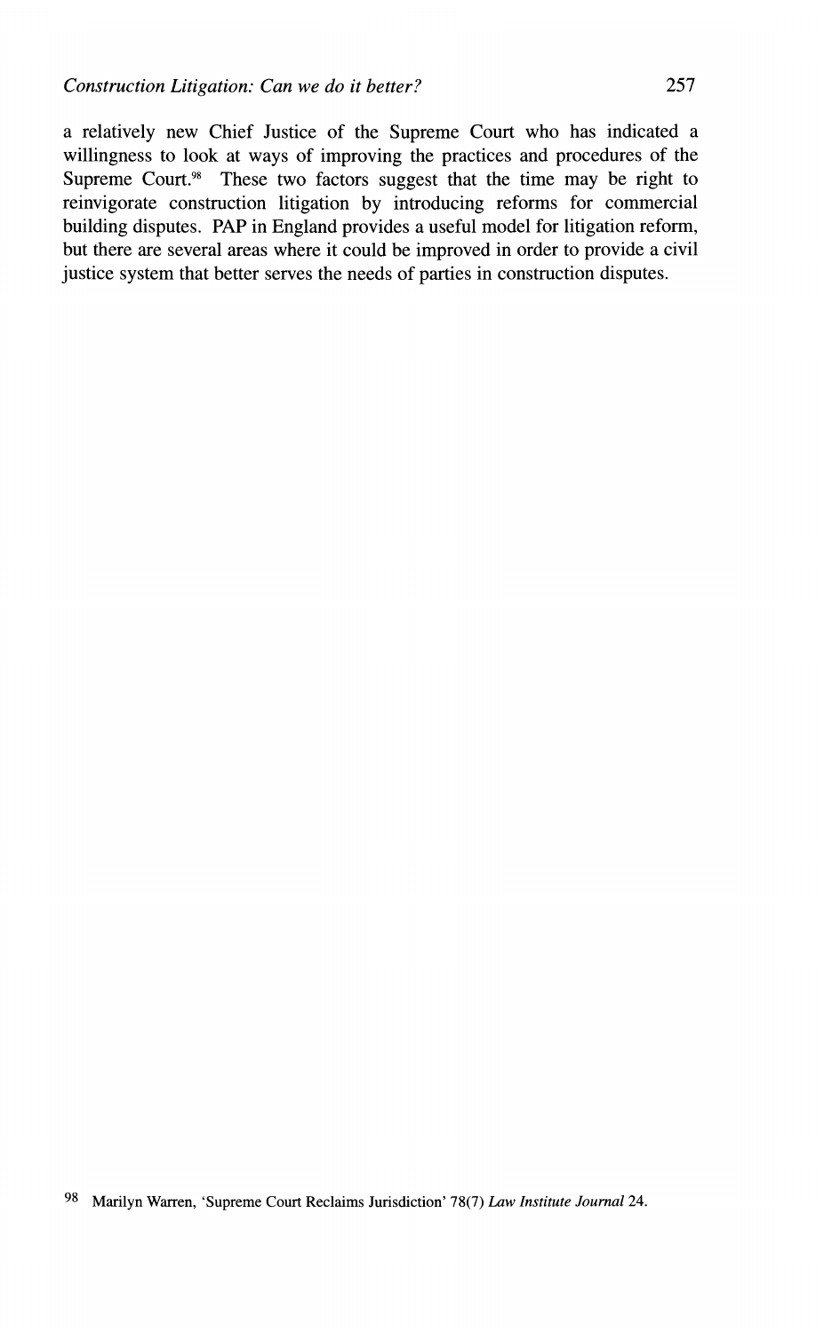a relatively new Chief Justice of the Supreme Court who has indicated a willingness to look at ways of improving the practices and procedures of the Supreme Court.[98] These two factors suggest that the time may be right to reinvigorate construction litigation by introducing reforms for commercial building disputes. PAP in England provides a useful model for litigation reform, but there are several areas where it could be improved in order to provide a civil justice system that better serves the needs of parties in construction disputes.

[98] Marilyn Warren, 'Supreme Court Reclaims Jurisdiction' 78(7) *Law Institute Journal* 24.